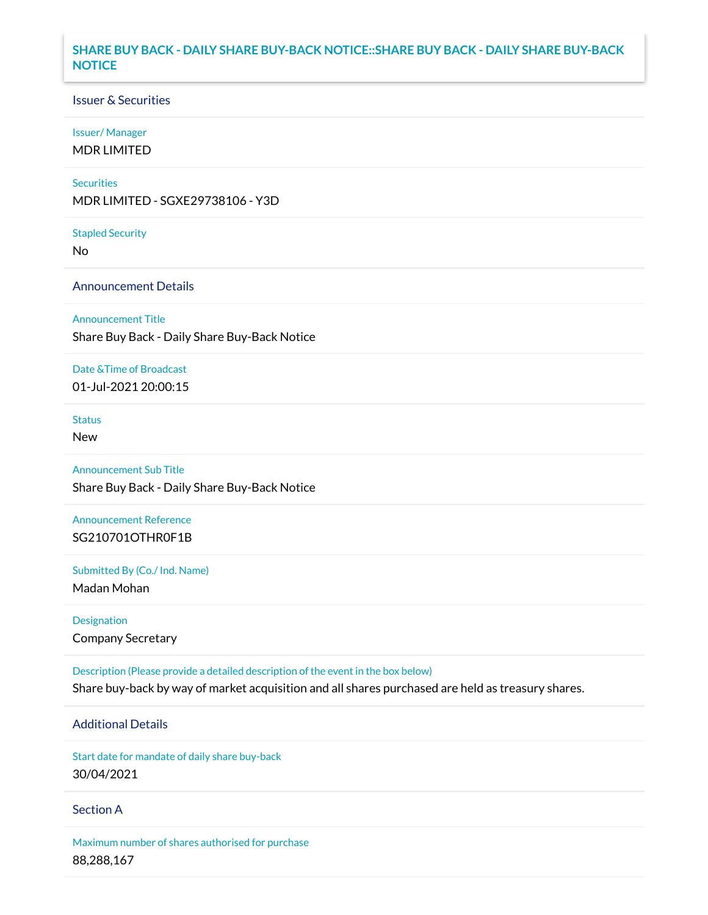# SHARE BUY BACK - DAILY SHARE BUY-BACK NOTICE::SHARE BUY BACK - DAILY SHARE BUY-BACK NOTICE

## Issuer & Securities

**Issuer/ Manager**

MDR LIMITED

**Securities**

MDR LIMITED - SGXE29738106 - Y3D

**Stapled Security**

No

## Announcement Details

**Announcement Title**

Share Buy Back - Daily Share Buy-Back Notice

**Date &Time of Broadcast**

01-Jul-2021 20:00:15

**Status**

New

**Announcement Sub Title**

Share Buy Back - Daily Share Buy-Back Notice

**Announcement Reference**

SG210701OTHR0F1B

**Submitted By (Co./ Ind. Name)**

Madan Mohan

**Designation**

Company Secretary

**Description (Please provide a detailed description of the event in the box below)**

Share buy-back by way of market acquisition and all shares purchased are held as treasury shares.

## Additional Details

**Start date for mandate of daily share buy-back**

30/04/2021

## Section A

**Maximum number of shares authorised for purchase**

88,288,167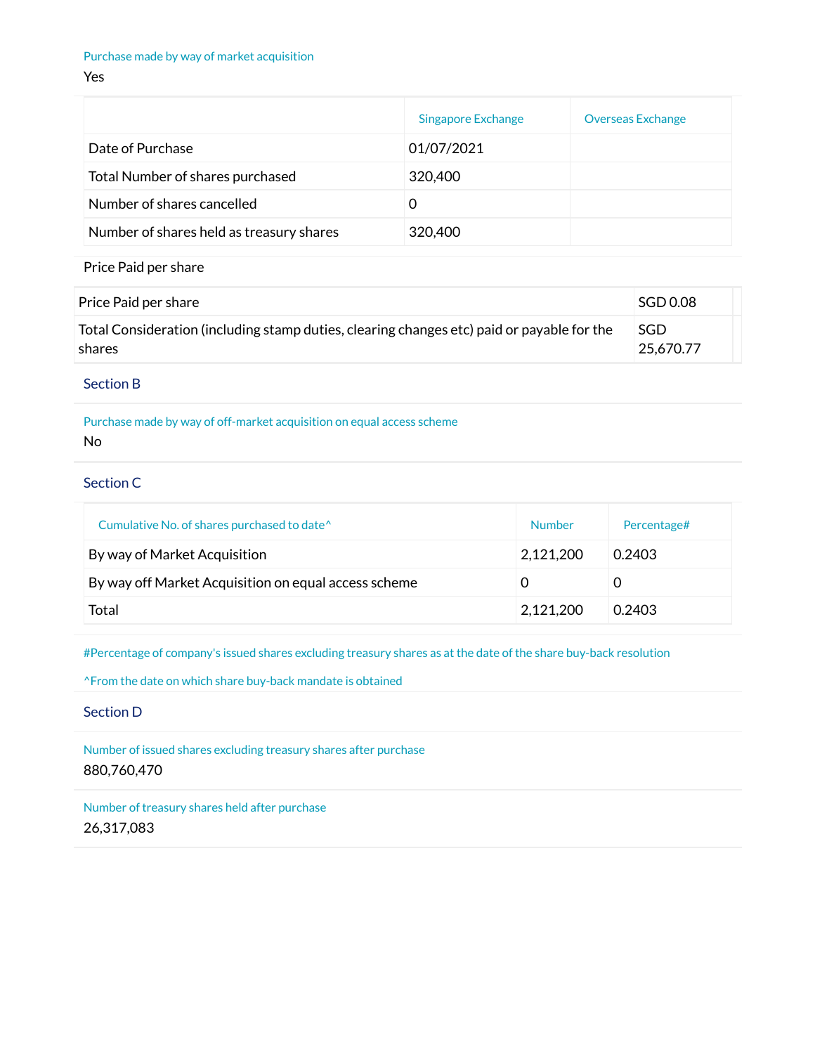Purchase made by way of market acquisition

Yes

| | Singapore Exchange | Overseas Exchange |
|---|---|---|
| Date of Purchase | 01/07/2021 | |
| Total Number of shares purchased | 320,400 | |
| Number of shares cancelled | 0 | |
| Number of shares held as treasury shares | 320,400 | |

Price Paid per share

| | |
|---|---|
| Price Paid per share | SGD 0.08 |
| Total Consideration (including stamp duties, clearing changes etc) paid or payable for the shares | SGD 25,670.77 |

## Section B

Purchase made by way of off-market acquisition on equal access scheme

No

## Section C

| Cumulative No. of shares purchased to date^ | Number | Percentage# |
|---|---|---|
| By way of Market Acquisition | 2,121,200 | 0.2403 |
| By way off Market Acquisition on equal access scheme | 0 | 0 |
| Total | 2,121,200 | 0.2403 |

#Percentage of company's issued shares excluding treasury shares as at the date of the share buy-back resolution

^From the date on which share buy-back mandate is obtained

## Section D

Number of issued shares excluding treasury shares after purchase

880,760,470

Number of treasury shares held after purchase

26,317,083